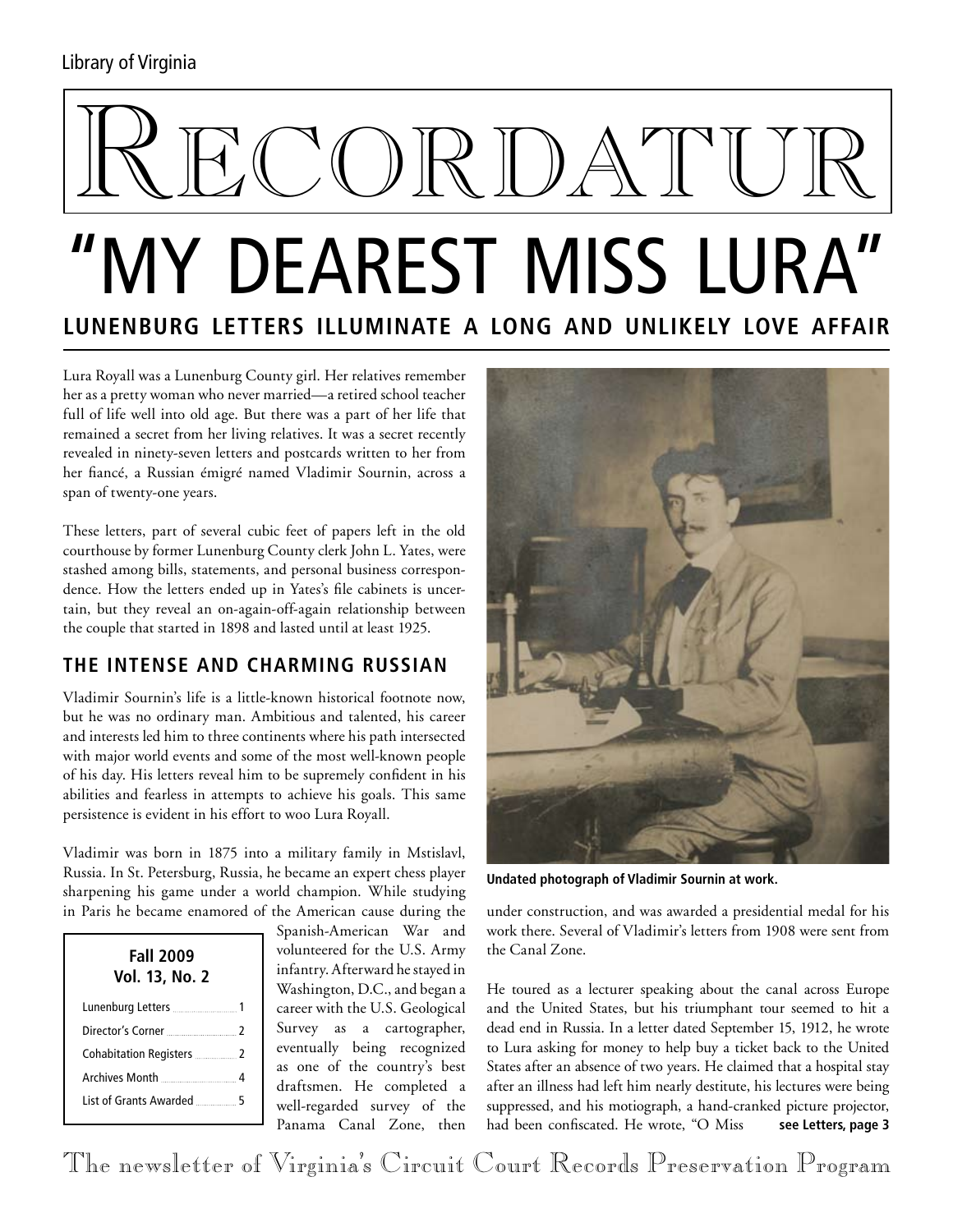Library of Virginia

# Recordatur

# "MY DEAREST MISS LURA"

## LUNENBURG LETTERS ILLUMINATE A LONG AND UNLIKELY LOVE AFFAIR

Lura Royall was a Lunenburg County girl. Her relatives remember her as a pretty woman who never married—a retired school teacher full of life well into old age. But there was a part of her life that remained a secret from her living relatives. It was a secret recently revealed in ninety-seven letters and postcards written to her from her fiancé, a Russian émigré named Vladimir Sournin, across a span of twenty-one years.

These letters, part of several cubic feet of papers left in the old courthouse by former Lunenburg County clerk John L. Yates, were stashed among bills, statements, and personal business correspondence. How the letters ended up in Yates's file cabinets is uncertain, but they reveal an on-again-off-again relationship between the couple that started in 1898 and lasted until at least 1925.

### THE INTENSE AND CHARMING RUSSIAN

Vladimir Sournin's life is a little-known historical footnote now, but he was no ordinary man. Ambitious and talented, his career and interests led him to three continents where his path intersected with major world events and some of the most well-known people of his day. His letters reveal him to be supremely confident in his abilities and fearless in attempts to achieve his goals. This same persistence is evident in his effort to woo Lura Royall.

Vladimir was born in 1875 into a military family in Mstislavl, Russia. In St. Petersburg, Russia, he became an expert chess player sharpening his game under a world champion. While studying in Paris he became enamored of the American cause during the Spanish-American War and volunteered for the U.S. Army infantry. Afterward he stayed in Washington, D.C., and began a career with the U.S. Geological Survey as a cartographer, eventually being recognized as one of the country's best draftsmen. He completed a well-regarded survey of the Panama Canal Zone, then under construction, and was awarded a presidential medal for his work there. Several of Vladimir's letters from 1908 were sent from the Canal Zone.

**Fall 2009**
**Vol. 13, No. 2**

| | |
|---|---|
| Lunenburg Letters | 1 |
| Director's Corner | 2 |
| Cohabitation Registers | 2 |
| Archives Month | 4 |
| List of Grants Awarded | 5 |

**Undated photograph of Vladimir Sournin at work.**

He toured as a lecturer speaking about the canal across Europe and the United States, but his triumphant tour seemed to hit a dead end in Russia. In a letter dated September 15, 1912, he wrote to Lura asking for money to help buy a ticket back to the United States after an absence of two years. He claimed that a hospital stay after an illness had left him nearly destitute, his lectures were being suppressed, and his motiograph, a hand-cranked picture projector, had been confiscated. He wrote, "O Miss **see Letters, page 3**

The newsletter of Virginia's Circuit Court Records Preservation Program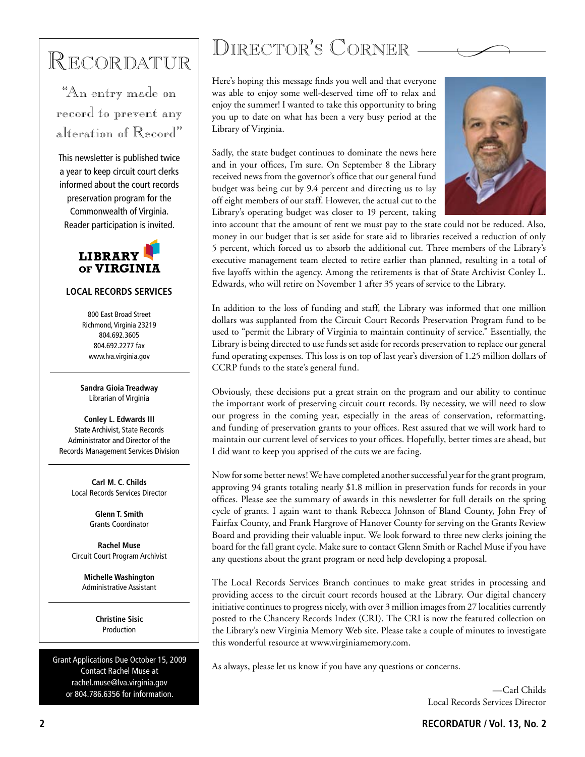# Recordatur

"An entry made on record to prevent any alteration of Record"

This newsletter is published twice a year to keep circuit court clerks informed about the court records preservation program for the Commonwealth of Virginia. Reader participation is invited.

LIBRARY OF VIRGINIA

**LOCAL RECORDS SERVICES**

800 East Broad Street
Richmond, Virginia 23219
804.692.3605
804.692.2277 fax
www.lva.virginia.gov

**Sandra Gioia Treadway**
Librarian of Virginia

**Conley L. Edwards III**
State Archivist, State Records Administrator and Director of the Records Management Services Division

**Carl M. C. Childs**
Local Records Services Director

**Glenn T. Smith**
Grants Coordinator

**Rachel Muse**
Circuit Court Program Archivist

**Michelle Washington**
Administrative Assistant

**Christine Sisic**
Production

Grant Applications Due October 15, 2009
Contact Rachel Muse at
rachel.muse@lva.virginia.gov
or 804.786.6356 for information.

# Director's Corner

Here's hoping this message finds you well and that everyone was able to enjoy some well-deserved time off to relax and enjoy the summer! I wanted to take this opportunity to bring you up to date on what has been a very busy period at the Library of Virginia.

Sadly, the state budget continues to dominate the news here and in your offices, I'm sure. On September 8 the Library received news from the governor's office that our general fund budget was being cut by 9.4 percent and directing us to lay off eight members of our staff. However, the actual cut to the Library's operating budget was closer to 19 percent, taking into account that the amount of rent we must pay to the state could not be reduced. Also, money in our budget that is set aside for state aid to libraries received a reduction of only 5 percent, which forced us to absorb the additional cut. Three members of the Library's executive management team elected to retire earlier than planned, resulting in a total of five layoffs within the agency. Among the retirements is that of State Archivist Conley L. Edwards, who will retire on November 1 after 35 years of service to the Library.

In addition to the loss of funding and staff, the Library was informed that one million dollars was supplanted from the Circuit Court Records Preservation Program fund to be used to "permit the Library of Virginia to maintain continuity of service." Essentially, the Library is being directed to use funds set aside for records preservation to replace our general fund operating expenses. This loss is on top of last year's diversion of 1.25 million dollars of CCRP funds to the state's general fund.

Obviously, these decisions put a great strain on the program and our ability to continue the important work of preserving circuit court records. By necessity, we will need to slow our progress in the coming year, especially in the areas of conservation, reformatting, and funding of preservation grants to your offices. Rest assured that we will work hard to maintain our current level of services to your offices. Hopefully, better times are ahead, but I did want to keep you apprised of the cuts we are facing.

Now for some better news! We have completed another successful year for the grant program, approving 94 grants totaling nearly $1.8 million in preservation funds for records in your offices. Please see the summary of awards in this newsletter for full details on the spring cycle of grants. I again want to thank Rebecca Johnson of Bland County, John Frey of Fairfax County, and Frank Hargrove of Hanover County for serving on the Grants Review Board and providing their valuable input. We look forward to three new clerks joining the board for the fall grant cycle. Make sure to contact Glenn Smith or Rachel Muse if you have any questions about the grant program or need help developing a proposal.

The Local Records Services Branch continues to make great strides in processing and providing access to the circuit court records housed at the Library. Our digital chancery initiative continues to progress nicely, with over 3 million images from 27 localities currently posted to the Chancery Records Index (CRI). The CRI is now the featured collection on the Library's new Virginia Memory Web site. Please take a couple of minutes to investigate this wonderful resource at www.virginiamemory.com.

As always, please let us know if you have any questions or concerns.

—Carl Childs
Local Records Services Director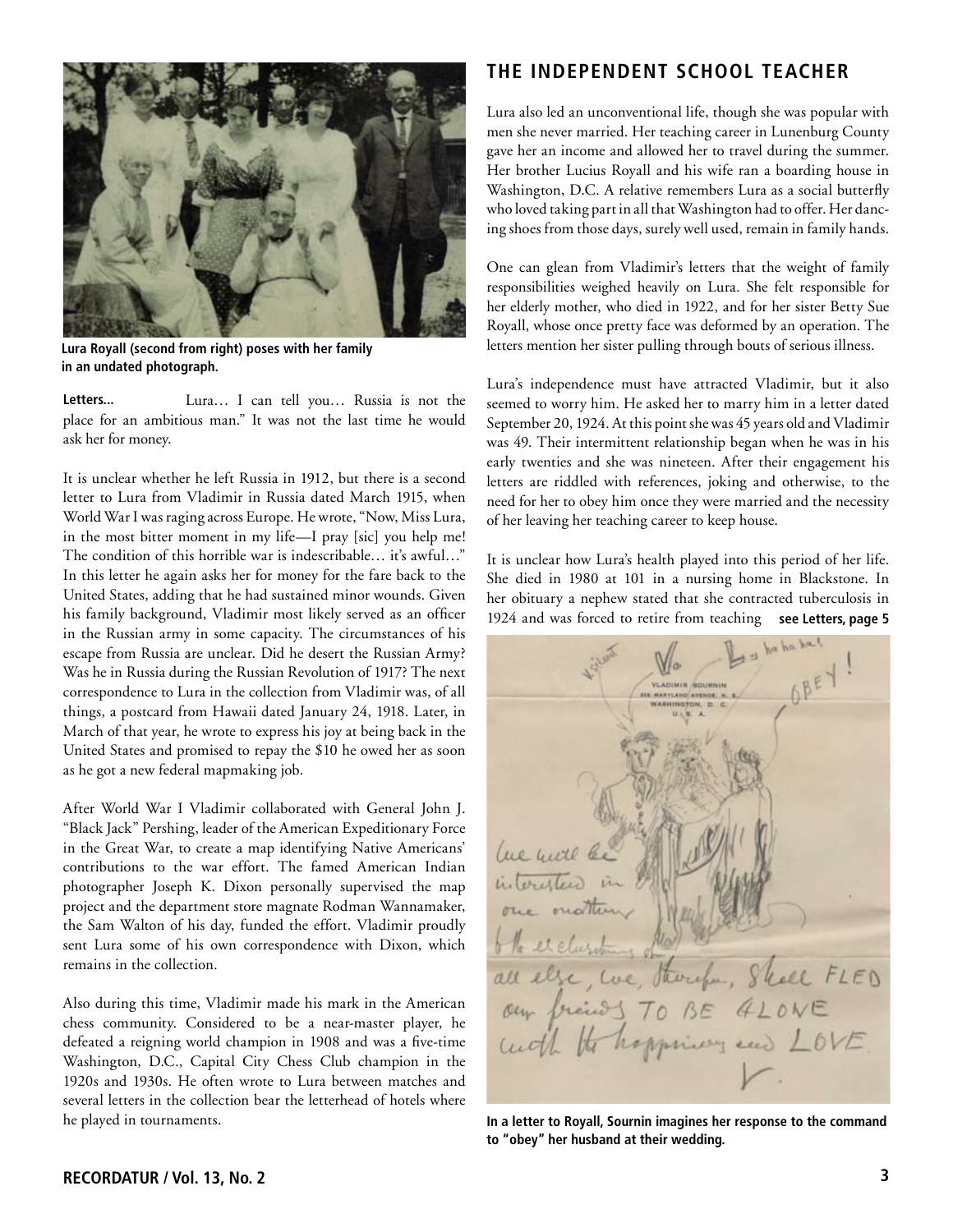Lura Royall (second from right) poses with her family in an undated photograph.

**Letters...** Lura… I can tell you… Russia is not the place for an ambitious man." It was not the last time he would ask her for money.

It is unclear whether he left Russia in 1912, but there is a second letter to Lura from Vladimir in Russia dated March 1915, when World War I was raging across Europe. He wrote, "Now, Miss Lura, in the most bitter moment in my life—I pray [sic] you help me! The condition of this horrible war is indescribable… it's awful…" In this letter he again asks her for money for the fare back to the United States, adding that he had sustained minor wounds. Given his family background, Vladimir most likely served as an officer in the Russian army in some capacity. The circumstances of his escape from Russia are unclear. Did he desert the Russian Army? Was he in Russia during the Russian Revolution of 1917? The next correspondence to Lura in the collection from Vladimir was, of all things, a postcard from Hawaii dated January 24, 1918. Later, in March of that year, he wrote to express his joy at being back in the United States and promised to repay the $10 he owed her as soon as he got a new federal mapmaking job.

After World War I Vladimir collaborated with General John J. "Black Jack" Pershing, leader of the American Expeditionary Force in the Great War, to create a map identifying Native Americans' contributions to the war effort. The famed American Indian photographer Joseph K. Dixon personally supervised the map project and the department store magnate Rodman Wannamaker, the Sam Walton of his day, funded the effort. Vladimir proudly sent Lura some of his own correspondence with Dixon, which remains in the collection.

Also during this time, Vladimir made his mark in the American chess community. Considered to be a near-master player, he defeated a reigning world champion in 1908 and was a five-time Washington, D.C., Capital City Chess Club champion in the 1920s and 1930s. He often wrote to Lura between matches and several letters in the collection bear the letterhead of hotels where he played in tournaments.

## THE INDEPENDENT SCHOOL TEACHER

Lura also led an unconventional life, though she was popular with men she never married. Her teaching career in Lunenburg County gave her an income and allowed her to travel during the summer. Her brother Lucius Royall and his wife ran a boarding house in Washington, D.C. A relative remembers Lura as a social butterfly who loved taking part in all that Washington had to offer. Her dancing shoes from those days, surely well used, remain in family hands.

One can glean from Vladimir's letters that the weight of family responsibilities weighed heavily on Lura. She felt responsible for her elderly mother, who died in 1922, and for her sister Betty Sue Royall, whose once pretty face was deformed by an operation. The letters mention her sister pulling through bouts of serious illness.

Lura's independence must have attracted Vladimir, but it also seemed to worry him. He asked her to marry him in a letter dated September 20, 1924. At this point she was 45 years old and Vladimir was 49. Their intermittent relationship began when he was in his early twenties and she was nineteen. After their engagement his letters are riddled with references, joking and otherwise, to the need for her to obey him once they were married and the necessity of her leaving her teaching career to keep house.

It is unclear how Lura's health played into this period of her life. She died in 1980 at 101 in a nursing home in Blackstone. In her obituary a nephew stated that she contracted tuberculosis in 1924 and was forced to retire from teaching **see Letters, page 5**

In a letter to Royall, Sournin imagines her response to the command to "obey" her husband at their wedding.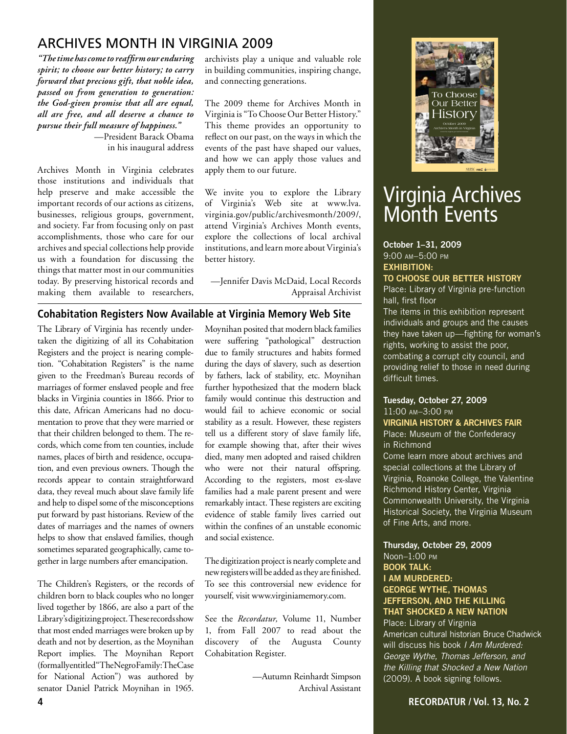## ARCHIVES MONTH IN VIRGINIA 2009

*"The time has come to reaffirm our enduring spirit; to choose our better history; to carry forward that precious gift, that noble idea, passed on from generation to generation: the God-given promise that all are equal, all are free, and all deserve a chance to pursue their full measure of happiness."*

—President Barack Obama in his inaugural address

Archives Month in Virginia celebrates those institutions and individuals that help preserve and make accessible the important records of our actions as citizens, businesses, religious groups, government, and society. Far from focusing only on past accomplishments, those who care for our archives and special collections help provide us with a foundation for discussing the things that matter most in our communities today. By preserving historical records and making them available to researchers, archivists play a unique and valuable role in building communities, inspiring change, and connecting generations.

The 2009 theme for Archives Month in Virginia is "To Choose Our Better History." This theme provides an opportunity to reflect on our past, on the ways in which the events of the past have shaped our values, and how we can apply those values and apply them to our future.

We invite you to explore the Library of Virginia's Web site at www.lva.virginia.gov/public/archivesmonth/2009/, attend Virginia's Archives Month events, explore the collections of local archival institutions, and learn more about Virginia's better history.

—Jennifer Davis McDaid, Local Records Appraisal Archivist

## Cohabitation Registers Now Available at Virginia Memory Web Site

The Library of Virginia has recently undertaken the digitizing of all its Cohabitation Registers and the project is nearing completion. "Cohabitation Registers" is the name given to the Freedman's Bureau records of marriages of former enslaved people and free blacks in Virginia counties in 1866. Prior to this date, African Americans had no documentation to prove that they were married or that their children belonged to them. The records, which come from ten counties, include names, places of birth and residence, occupation, and even previous owners. Though the records appear to contain straightforward data, they reveal much about slave family life and help to dispel some of the misconceptions put forward by past historians. Review of the dates of marriages and the names of owners helps to show that enslaved families, though sometimes separated geographically, came together in large numbers after emancipation.

The Children's Registers, or the records of children born to black couples who no longer lived together by 1866, are also a part of the Library's digitizing project. These records show that most ended marriages were broken up by death and not by desertion, as the Moynihan Report implies. The Moynihan Report (formally entitled "The Negro Family: The Case for National Action") was authored by senator Daniel Patrick Moynihan in 1965. Moynihan posited that modern black families were suffering "pathological" destruction due to family structures and habits formed during the days of slavery, such as desertion by fathers, lack of stability, etc. Moynihan further hypothesized that the modern black family would continue this destruction and would fail to achieve economic or social stability as a result. However, these registers tell us a different story of slave family life, for example showing that, after their wives died, many men adopted and raised children who were not their natural offspring. According to the registers, most ex-slave families had a male parent present and were remarkably intact. These registers are exciting evidence of stable family lives carried out within the confines of an unstable economic and social existence.

The digitization project is nearly complete and new registers will be added as they are finished. To see this controversial new evidence for yourself, visit www.virginiamemory.com.

See the *Recordatur,* Volume 11, Number 1, from Fall 2007 to read about the discovery of the Augusta County Cohabitation Register.

—Autumn Reinhardt Simpson Archival Assistant

To Choose Our Better History
October 2009
Archives Month in Virginia

# Virginia Archives Month Events

**October 1–31, 2009**
9:00 AM–5:00 PM
**EXHIBITION:**
**TO CHOOSE OUR BETTER HISTORY**
Place: Library of Virginia pre-function hall, first floor
The items in this exhibition represent individuals and groups and the causes they have taken up—fighting for woman's rights, working to assist the poor, combating a corrupt city council, and providing relief to those in need during difficult times.

**Tuesday, October 27, 2009**
11:00 AM–3:00 PM
**VIRGINIA HISTORY & ARCHIVES FAIR**
Place: Museum of the Confederacy in Richmond
Come learn more about archives and special collections at the Library of Virginia, Roanoke College, the Valentine Richmond History Center, Virginia Commonwealth University, the Virginia Historical Society, the Virginia Museum of Fine Arts, and more.

**Thursday, October 29, 2009**
Noon–1:00 PM
**BOOK TALK:**
**I AM MURDERED:**
**GEORGE WYTHE, THOMAS JEFFERSON, AND THE KILLING THAT SHOCKED A NEW NATION**
Place: Library of Virginia
American cultural historian Bruce Chadwick will discuss his book *I Am Murdered: George Wythe, Thomas Jefferson, and the Killing that Shocked a New Nation* (2009). A book signing follows.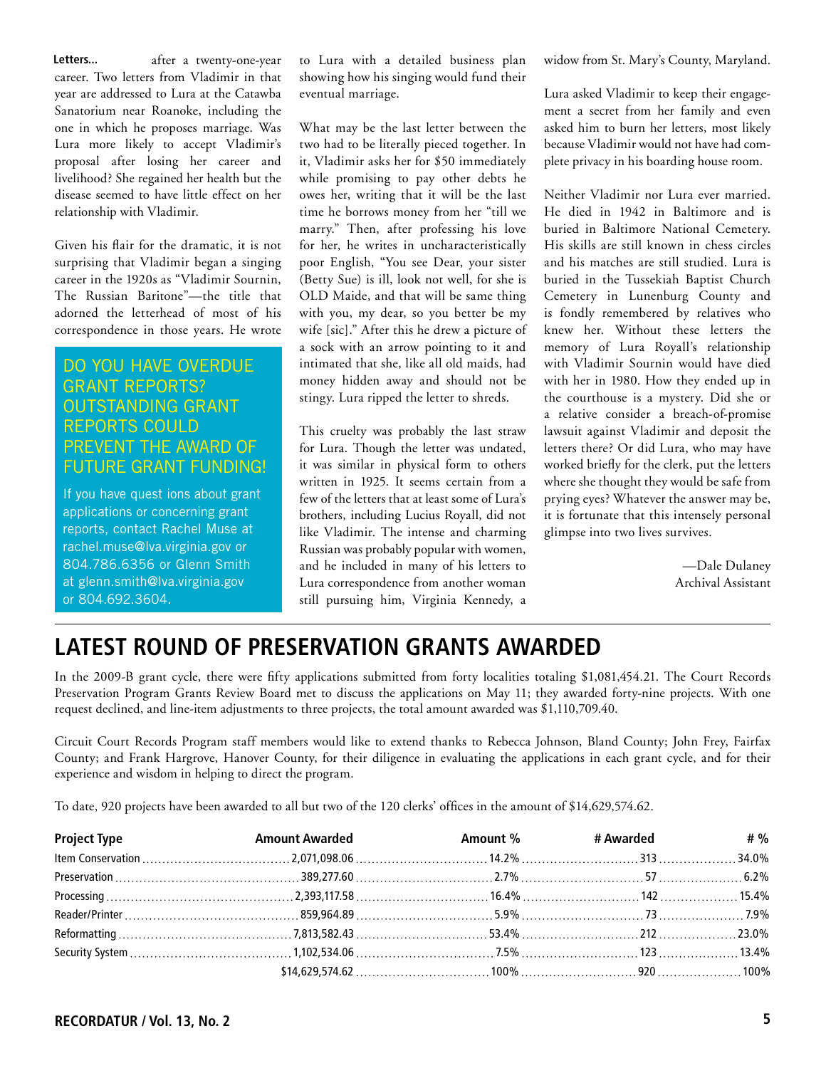**Letters...** after a twenty-one-year career. Two letters from Vladimir in that year are addressed to Lura at the Catawba Sanatorium near Roanoke, including the one in which he proposes marriage. Was Lura more likely to accept Vladimir's proposal after losing her career and livelihood? She regained her health but the disease seemed to have little effect on her relationship with Vladimir.

Given his flair for the dramatic, it is not surprising that Vladimir began a singing career in the 1920s as "Vladimir Sournin, The Russian Baritone"—the title that adorned the letterhead of most of his correspondence in those years. He wrote to Lura with a detailed business plan showing how his singing would fund their eventual marriage.

What may be the last letter between the two had to be literally pieced together. In it, Vladimir asks her for $50 immediately while promising to pay other debts he owes her, writing that it will be the last time he borrows money from her "till we marry." Then, after professing his love for her, he writes in uncharacteristically poor English, "You see Dear, your sister (Betty Sue) is ill, look not well, for she is OLD Maide, and that will be same thing with you, my dear, so you better be my wife [sic]." After this he drew a picture of a sock with an arrow pointing to it and intimated that she, like all old maids, had money hidden away and should not be stingy. Lura ripped the letter to shreds.

This cruelty was probably the last straw for Lura. Though the letter was undated, it was similar in physical form to others written in 1925. It seems certain from a few of the letters that at least some of Lura's brothers, including Lucius Royall, did not like Vladimir. The intense and charming Russian was probably popular with women, and he included in many of his letters to Lura correspondence from another woman still pursuing him, Virginia Kennedy, a widow from St. Mary's County, Maryland.

Lura asked Vladimir to keep their engagement a secret from her family and even asked him to burn her letters, most likely because Vladimir would not have had complete privacy in his boarding house room.

Neither Vladimir nor Lura ever married. He died in 1942 in Baltimore and is buried in Baltimore National Cemetery. His skills are still known in chess circles and his matches are still studied. Lura is buried in the Tussekiah Baptist Church Cemetery in Lunenburg County and is fondly remembered by relatives who knew her. Without these letters the memory of Lura Royall's relationship with Vladimir Sournin would have died with her in 1980. How they ended up in the courthouse is a mystery. Did she or a relative consider a breach-of-promise lawsuit against Vladimir and deposit the letters there? Or did Lura, who may have worked briefly for the clerk, put the letters where she thought they would be safe from prying eyes? Whatever the answer may be, it is fortunate that this intensely personal glimpse into two lives survives.

—Dale Dulaney
Archival Assistant

DO YOU HAVE OVERDUE GRANT REPORTS? OUTSTANDING GRANT REPORTS COULD PREVENT THE AWARD OF FUTURE GRANT FUNDING!

If you have quest ions about grant applications or concerning grant reports, contact Rachel Muse at rachel.muse@lva.virginia.gov or 804.786.6356 or Glenn Smith at glenn.smith@lva.virginia.gov or 804.692.3604.

## LATEST ROUND OF PRESERVATION GRANTS AWARDED

In the 2009-B grant cycle, there were fifty applications submitted from forty localities totaling $1,081,454.21. The Court Records Preservation Program Grants Review Board met to discuss the applications on May 11; they awarded forty-nine projects. With one request declined, and line-item adjustments to three projects, the total amount awarded was $1,110,709.40.

Circuit Court Records Program staff members would like to extend thanks to Rebecca Johnson, Bland County; John Frey, Fairfax County; and Frank Hargrove, Hanover County, for their diligence in evaluating the applications in each grant cycle, and for their experience and wisdom in helping to direct the program.

To date, 920 projects have been awarded to all but two of the 120 clerks' offices in the amount of $14,629,574.62.

| Project Type | Amount Awarded | Amount % | # Awarded | # % |
|---|---|---|---|---|
| Item Conservation | 2,071,098.06 | 14.2% | 313 | 34.0% |
| Preservation | 389,277.60 | 2.7% | 57 | 6.2% |
| Processing | 2,393,117.58 | 16.4% | 142 | 15.4% |
| Reader/Printer | 859,964.89 | 5.9% | 73 | 7.9% |
| Reformatting | 7,813,582.43 | 53.4% | 212 | 23.0% |
| Security System | 1,102,534.06 | 7.5% | 123 | 13.4% |
| | $14,629,574.62 | 100% | 920 | 100% |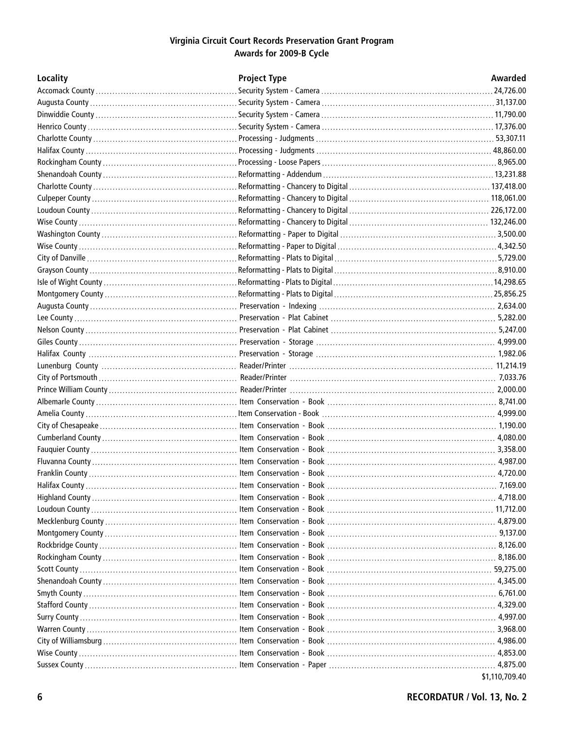**Virginia Circuit Court Records Preservation Grant Program**
**Awards for 2009-B Cycle**

| Locality | Project Type | Awarded |
|---|---|---|
| Accomack County | Security System - Camera | 24,726.00 |
| Augusta County | Security System - Camera | 31,137.00 |
| Dinwiddie County | Security System - Camera | 11,790.00 |
| Henrico County | Security System - Camera | 17,376.00 |
| Charlotte County | Processing - Judgments | 53,307.11 |
| Halifax County | Processing - Judgments | 48,860.00 |
| Rockingham County | Processing - Loose Papers | 8,965.00 |
| Shenandoah County | Reformatting - Addendum | 13,231.88 |
| Charlotte County | Reformatting - Chancery to Digital | 137,418.00 |
| Culpeper County | Reformatting - Chancery to Digital | 118,061.00 |
| Loudoun County | Reformatting - Chancery to Digital | 226,172.00 |
| Wise County | Reformatting - Chancery to Digital | 132,246.00 |
| Washington County | Reformatting - Paper to Digital | 3,500.00 |
| Wise County | Reformatting - Paper to Digital | 4,342.50 |
| City of Danville | Reformatting - Plats to Digital | 5,729.00 |
| Grayson County | Reformatting - Plats to Digital | 8,910.00 |
| Isle of Wight County | Reformatting - Plats to Digital | 14,298.65 |
| Montgomery County | Reformatting - Plats to Digital | 25,856.25 |
| Augusta County | Preservation - Indexing | 2,634.00 |
| Lee County | Preservation - Plat Cabinet | 5,282.00 |
| Nelson County | Preservation - Plat Cabinet | 5,247.00 |
| Giles County | Preservation - Storage | 4,999.00 |
| Halifax County | Preservation - Storage | 1,982.06 |
| Lunenburg County | Reader/Printer | 11,214.19 |
| City of Portsmouth | Reader/Printer | 7,033.76 |
| Prince William County | Reader/Printer | 2,000.00 |
| Albemarle County | Item Conservation - Book | 8,741.00 |
| Amelia County | Item Conservation - Book | 4,999.00 |
| City of Chesapeake | Item Conservation - Book | 1,190.00 |
| Cumberland County | Item Conservation - Book | 4,080.00 |
| Fauquier County | Item Conservation - Book | 3,358.00 |
| Fluvanna County | Item Conservation - Book | 4,987.00 |
| Franklin County | Item Conservation - Book | 4,720.00 |
| Halifax County | Item Conservation - Book | 7,169.00 |
| Highland County | Item Conservation - Book | 4,718.00 |
| Loudoun County | Item Conservation - Book | 11,712.00 |
| Mecklenburg County | Item Conservation - Book | 4,879.00 |
| Montgomery County | Item Conservation - Book | 9,137.00 |
| Rockbridge County | Item Conservation - Book | 8,126.00 |
| Rockingham County | Item Conservation - Book | 8,186.00 |
| Scott County | Item Conservation - Book | 59,275.00 |
| Shenandoah County | Item Conservation - Book | 4,345.00 |
| Smyth County | Item Conservation - Book | 6,761.00 |
| Stafford County | Item Conservation - Book | 4,329.00 |
| Surry County | Item Conservation - Book | 4,997.00 |
| Warren County | Item Conservation - Book | 3,968.00 |
| City of Williamsburg | Item Conservation - Book | 4,986.00 |
| Wise County | Item Conservation - Book | 4,853.00 |
| Sussex County | Item Conservation - Paper | 4,875.00 |
| | | $1,110,709.40 |